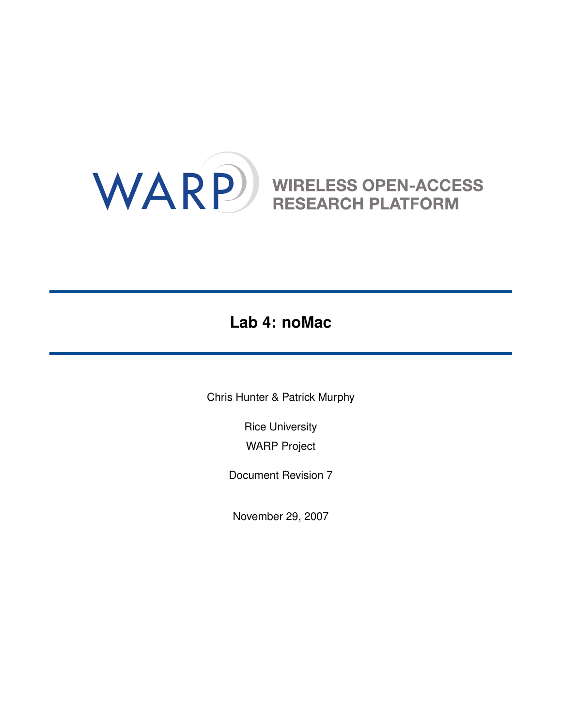WARP

WIRELESS OPEN-ACCESS RESEARCH PLATFORM

# Lab 4: noMac

Chris Hunter & Patrick Murphy

Rice University

WARP Project

Document Revision 7

November 29, 2007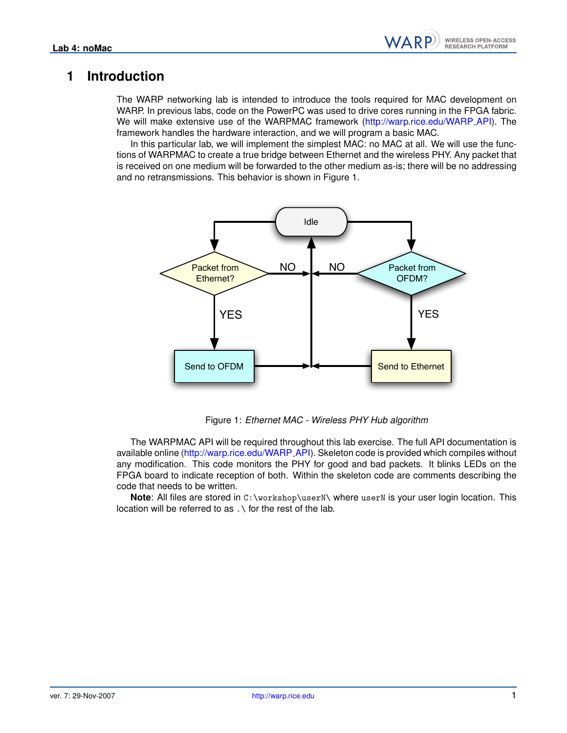# 1 Introduction

The WARP networking lab is intended to introduce the tools required for MAC development on WARP. In previous labs, code on the PowerPC was used to drive cores running in the FPGA fabric. We will make extensive use of the WARPMAC framework (http://warp.rice.edu/WARP_API). The framework handles the hardware interaction, and we will program a basic MAC.

In this particular lab, we will implement the simplest MAC: no MAC at all. We will use the functions of WARPMAC to create a true bridge between Ethernet and the wireless PHY. Any packet that is received on one medium will be forwarded to the other medium as-is; there will be no addressing and no retransmissions. This behavior is shown in Figure 1.

Figure 1: *Ethernet MAC - Wireless PHY Hub algorithm*

The WARPMAC API will be required throughout this lab exercise. The full API documentation is available online (http://warp.rice.edu/WARP_API). Skeleton code is provided which compiles without any modification. This code monitors the PHY for good and bad packets. It blinks LEDs on the FPGA board to indicate reception of both. Within the skeleton code are comments describing the code that needs to be written.

**Note**: All files are stored in `C:\workshop\userN\` where `userN` is your user login location. This location will be referred to as `.\` for the rest of the lab.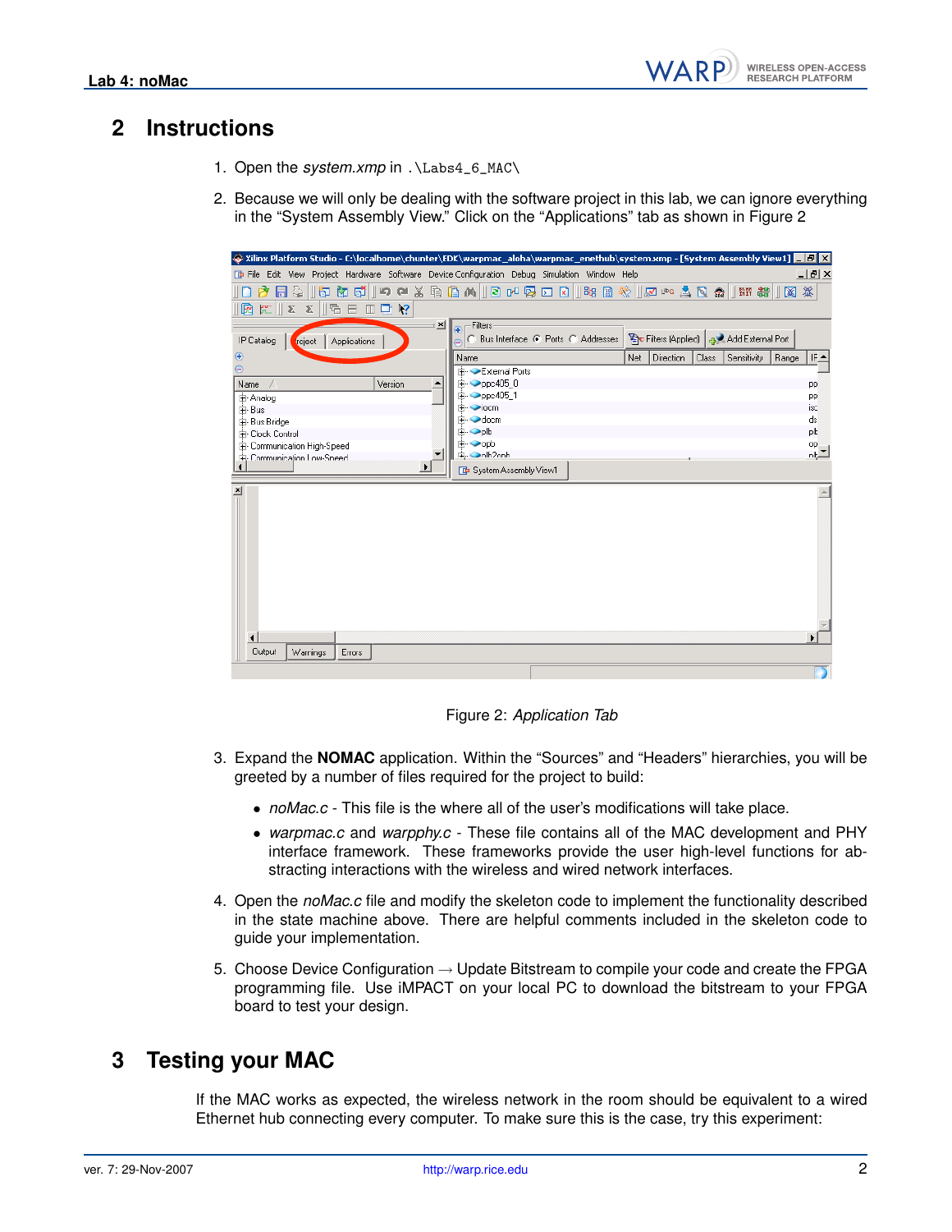## 2 Instructions

1. Open the *system.xmp* in `.\Labs4_6_MAC\`

2. Because we will only be dealing with the software project in this lab, we can ignore everything in the "System Assembly View." Click on the "Applications" tab as shown in Figure 2

Figure 2: *Application Tab*

3. Expand the **NOMAC** application. Within the "Sources" and "Headers" hierarchies, you will be greeted by a number of files required for the project to build:
   - *noMac.c* - This file is the where all of the user's modifications will take place.
   - *warpmac.c* and *warpphy.c* - These file contains all of the MAC development and PHY interface framework. These frameworks provide the user high-level functions for abstracting interactions with the wireless and wired network interfaces.

4. Open the *noMac.c* file and modify the skeleton code to implement the functionality described in the state machine above. There are helpful comments included in the skeleton code to guide your implementation.

5. Choose Device Configuration → Update Bitstream to compile your code and create the FPGA programming file. Use iMPACT on your local PC to download the bitstream to your FPGA board to test your design.

## 3 Testing your MAC

If the MAC works as expected, the wireless network in the room should be equivalent to a wired Ethernet hub connecting every computer. To make sure this is the case, try this experiment: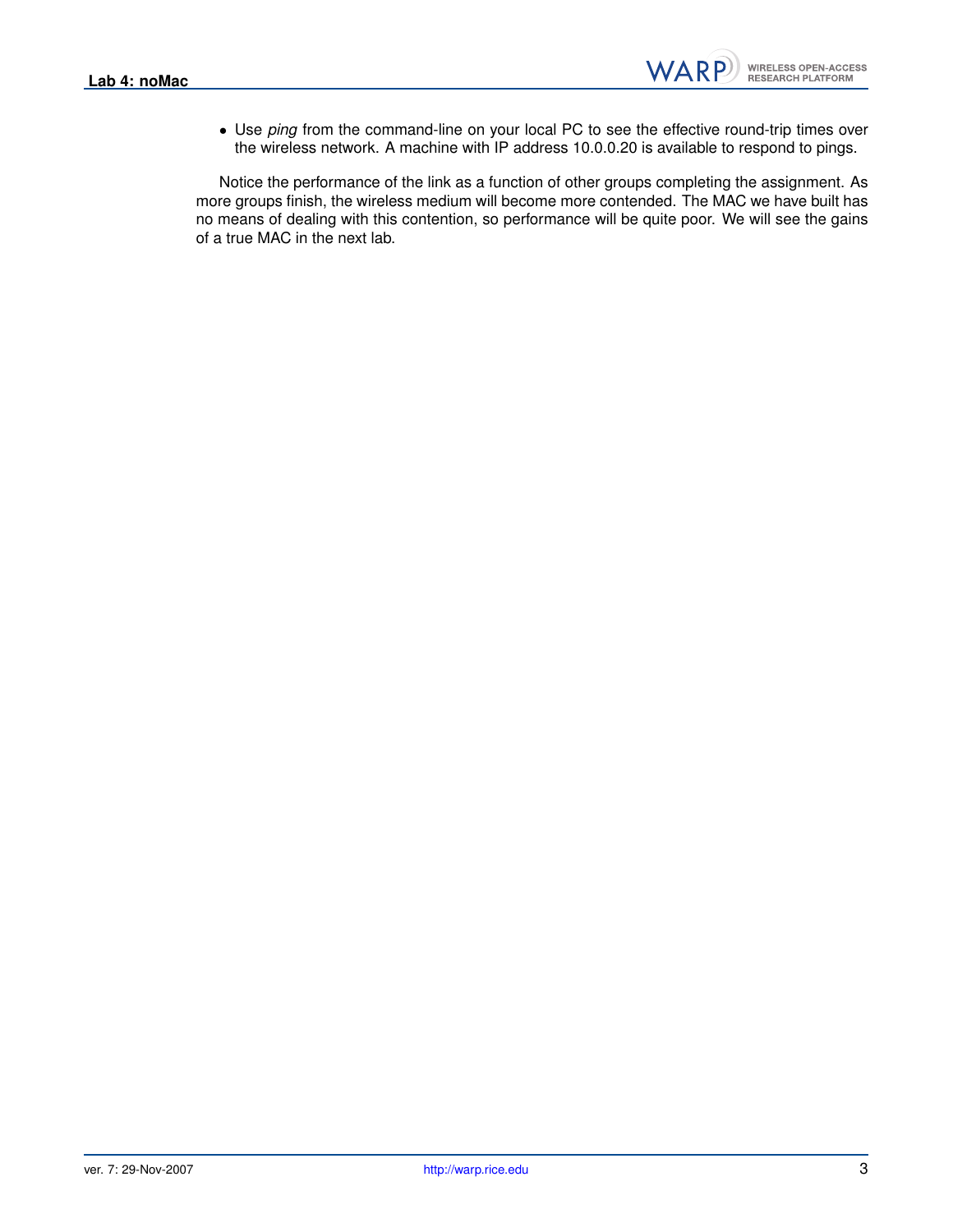- Use *ping* from the command-line on your local PC to see the effective round-trip times over the wireless network. A machine with IP address 10.0.0.20 is available to respond to pings.

Notice the performance of the link as a function of other groups completing the assignment. As more groups finish, the wireless medium will become more contended. The MAC we have built has no means of dealing with this contention, so performance will be quite poor. We will see the gains of a true MAC in the next lab.